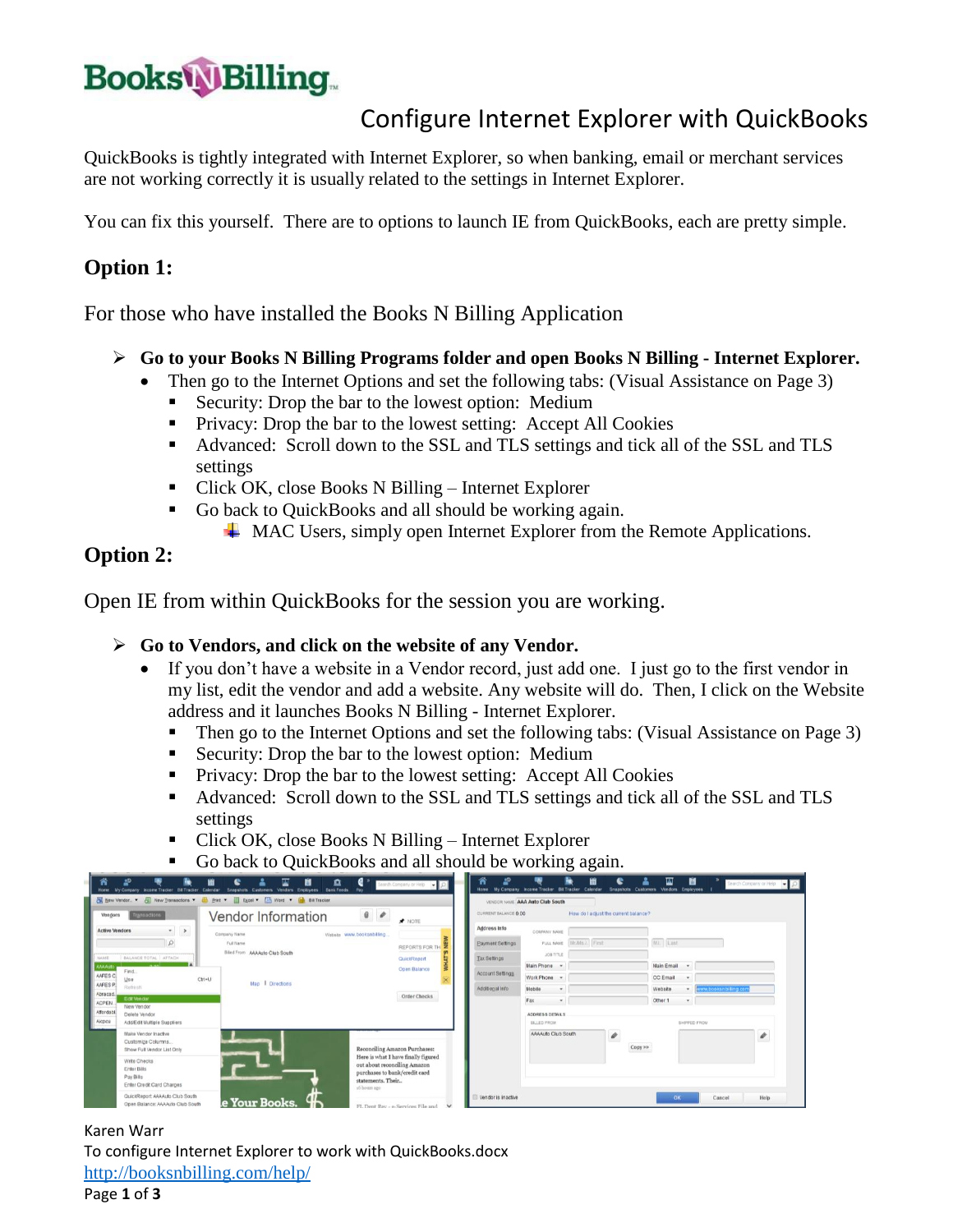# Configure Internet Explorer with QuickBooks

QuickBooks is tightly integrated with Internet Explorer, so when banking, email or merchant services are not working correctly it is usually related to the settings in Internet Explorer.

You can fix this yourself. There are to options to launch IE from QuickBooks, each are pretty simple.

## Option 1:

For those who have installed the Books N Billing Application

- **Go to your Books N Billing Programs folder and open Books N Billing - Internet Explorer.**
  - Then go to the Internet Options and set the following tabs: (Visual Assistance on Page 3)
    - Security: Drop the bar to the lowest option: Medium
    - Privacy: Drop the bar to the lowest setting: Accept All Cookies
    - Advanced: Scroll down to the SSL and TLS settings and tick all of the SSL and TLS settings
    - Click OK, close Books N Billing – Internet Explorer
    - Go back to QuickBooks and all should be working again.
      - MAC Users, simply open Internet Explorer from the Remote Applications.

## Option 2:

Open IE from within QuickBooks for the session you are working.

- **Go to Vendors, and click on the website of any Vendor.**
  - If you don't have a website in a Vendor record, just add one. I just go to the first vendor in my list, edit the vendor and add a website. Any website will do. Then, I click on the Website address and it launches Books N Billing - Internet Explorer.
    - Then go to the Internet Options and set the following tabs: (Visual Assistance on Page 3)
    - Security: Drop the bar to the lowest option: Medium
    - Privacy: Drop the bar to the lowest setting: Accept All Cookies
    - Advanced: Scroll down to the SSL and TLS settings and tick all of the SSL and TLS settings
    - Click OK, close Books N Billing – Internet Explorer
    - Go back to QuickBooks and all should be working again.

Karen Warr
To configure Internet Explorer to work with QuickBooks.docx
http://booksnbilling.com/help/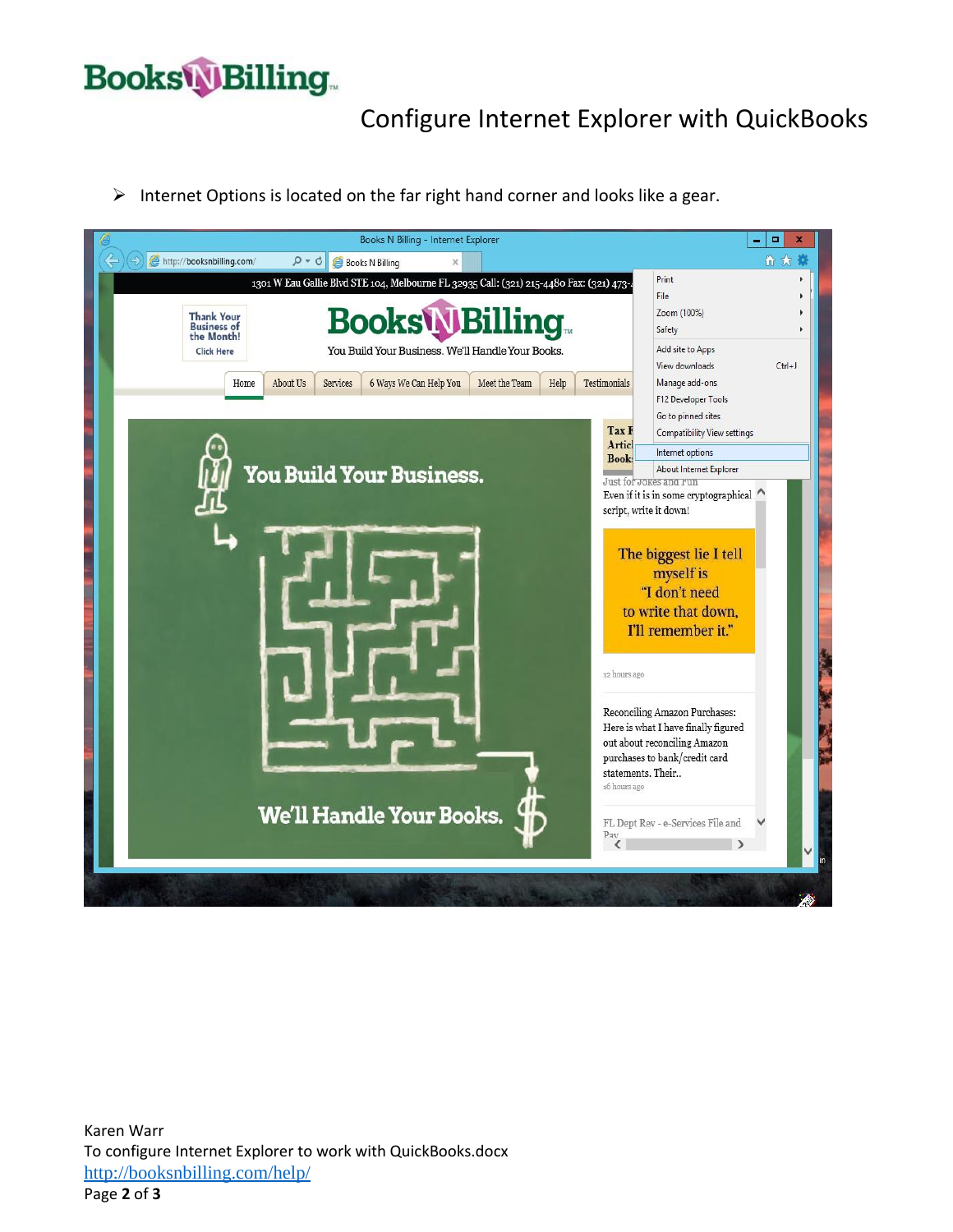# Configure Internet Explorer with QuickBooks

- Internet Options is located on the far right hand corner and looks like a gear.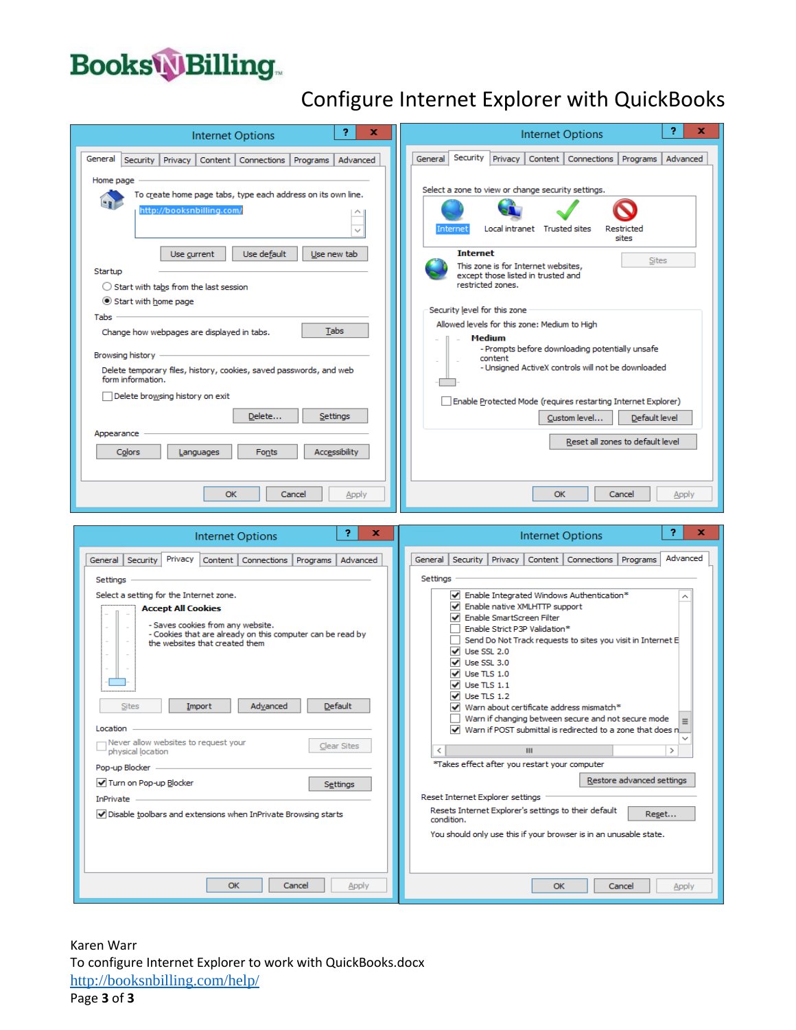# Configure Internet Explorer with QuickBooks

## Internet Options — General

Home page

To create home page tabs, type each address on its own line.

http://booksnbilling.com/

Use current | Use default | Use new tab

Startup

- Start with tabs from the last session
- Start with home page

Tabs

Change how webpages are displayed in tabs. Tabs

Browsing history

Delete temporary files, history, cookies, saved passwords, and web form information.

- Delete browsing history on exit

Delete... | Settings

Appearance

Colors | Languages | Fonts | Accessibility

OK | Cancel | Apply

## Internet Options — Security

Select a zone to view or change security settings.

Internet | Local intranet | Trusted sites | Restricted sites

**Internet**

This zone is for Internet websites, except those listed in trusted and restricted zones.

Sites

Security level for this zone

Allowed levels for this zone: Medium to High

**Medium**

- Prompts before downloading potentially unsafe content
- Unsigned ActiveX controls will not be downloaded

- Enable Protected Mode (requires restarting Internet Explorer)

Custom level... | Default level

Reset all zones to default level

OK | Cancel | Apply

## Internet Options — Privacy

Settings

Select a setting for the Internet zone.

**Accept All Cookies**

- Saves cookies from any website.
- Cookies that are already on this computer can be read by the websites that created them

Sites | Import | Advanced | Default

Location

- Never allow websites to request your physical location

Clear Sites

Pop-up Blocker

- Turn on Pop-up Blocker

Settings

InPrivate

- Disable toolbars and extensions when InPrivate Browsing starts

OK | Cancel | Apply

## Internet Options — Advanced

Settings

- [x] Enable Integrated Windows Authentication*
- [x] Enable native XMLHTTP support
- [x] Enable SmartScreen Filter
- [ ] Enable Strict P3P Validation*
- [ ] Send Do Not Track requests to sites you visit in Internet E
- [x] Use SSL 2.0
- [x] Use SSL 3.0
- [x] Use TLS 1.0
- [x] Use TLS 1.1
- [x] Use TLS 1.2
- [x] Warn about certificate address mismatch*
- [ ] Warn if changing between secure and not secure mode
- [x] Warn if POST submittal is redirected to a zone that does n

*Takes effect after you restart your computer

Restore advanced settings

Reset Internet Explorer settings

Resets Internet Explorer's settings to their default condition.

Reset...

You should only use this if your browser is in an unusable state.

OK | Cancel | Apply

Karen Warr
To configure Internet Explorer to work with QuickBooks.docx
http://booksnbilling.com/help/